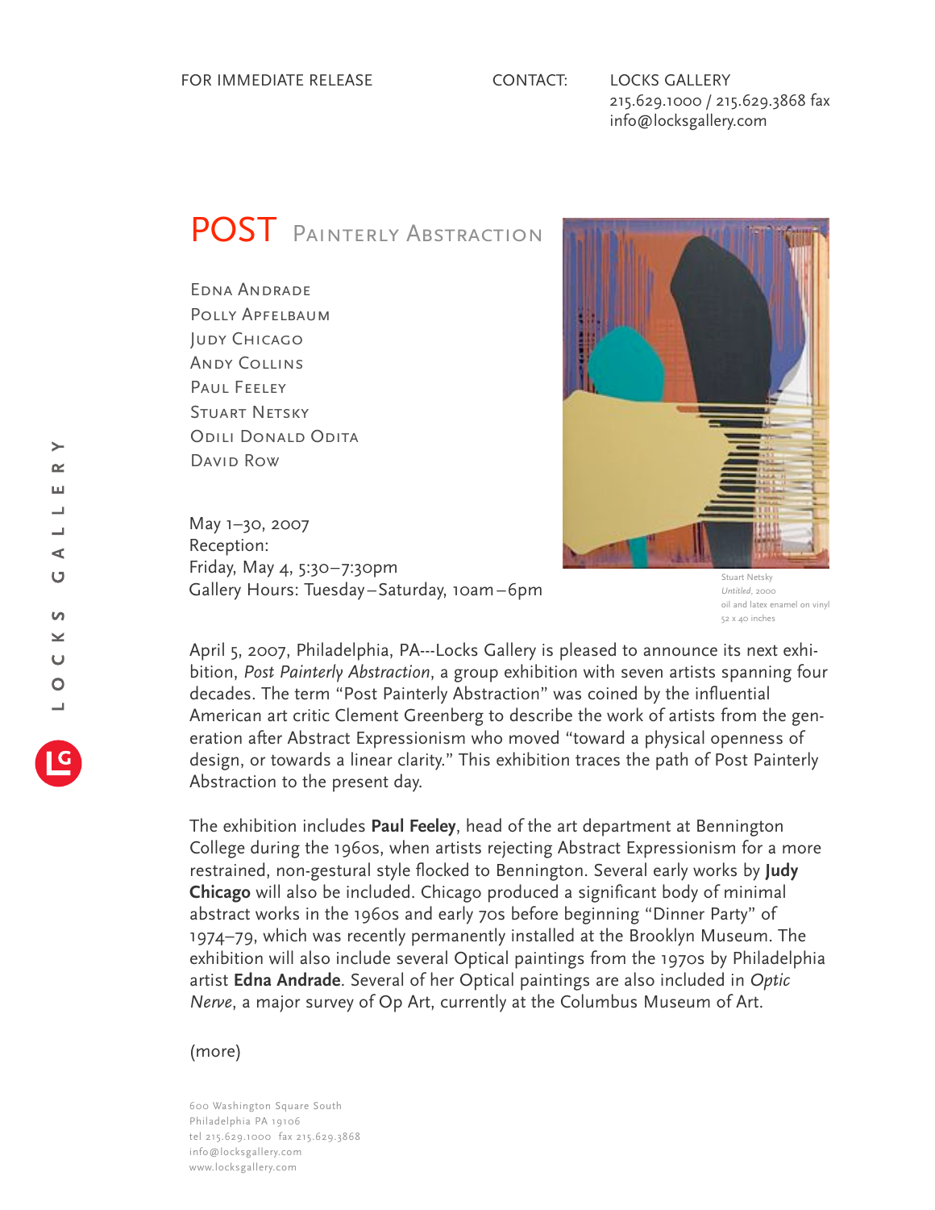FOR IMMEDIATE RELEASE

CONTACT: LOCKS GALLERY
215.629.1000 / 215.629.3868 fax
info@locksgallery.com

# POST Painterly Abstraction

Edna Andrade
Polly Apfelbaum
Judy Chicago
Andy Collins
Paul Feeley
Stuart Netsky
Odili Donald Odita
David Row

May 1–30, 2007
Reception:
Friday, May 4, 5:30–7:30pm
Gallery Hours: Tuesday–Saturday, 10am–6pm

Stuart Netsky
*Untitled*, 2000
oil and latex enamel on vinyl
52 x 40 inches

April 5, 2007, Philadelphia, PA---Locks Gallery is pleased to announce its next exhibition, *Post Painterly Abstraction*, a group exhibition with seven artists spanning four decades. The term "Post Painterly Abstraction" was coined by the influential American art critic Clement Greenberg to describe the work of artists from the generation after Abstract Expressionism who moved "toward a physical openness of design, or towards a linear clarity." This exhibition traces the path of Post Painterly Abstraction to the present day.

The exhibition includes **Paul Feeley**, head of the art department at Bennington College during the 1960s, when artists rejecting Abstract Expressionism for a more restrained, non-gestural style flocked to Bennington. Several early works by **Judy Chicago** will also be included. Chicago produced a significant body of minimal abstract works in the 1960s and early 70s before beginning "Dinner Party" of 1974–79, which was recently permanently installed at the Brooklyn Museum. The exhibition will also include several Optical paintings from the 1970s by Philadelphia artist **Edna Andrade**. Several of her Optical paintings are also included in *Optic Nerve*, a major survey of Op Art, currently at the Columbus Museum of Art.

(more)

600 Washington Square South
Philadelphia PA 19106
tel 215.629.1000 fax 215.629.3868
info@locksgallery.com
www.locksgallery.com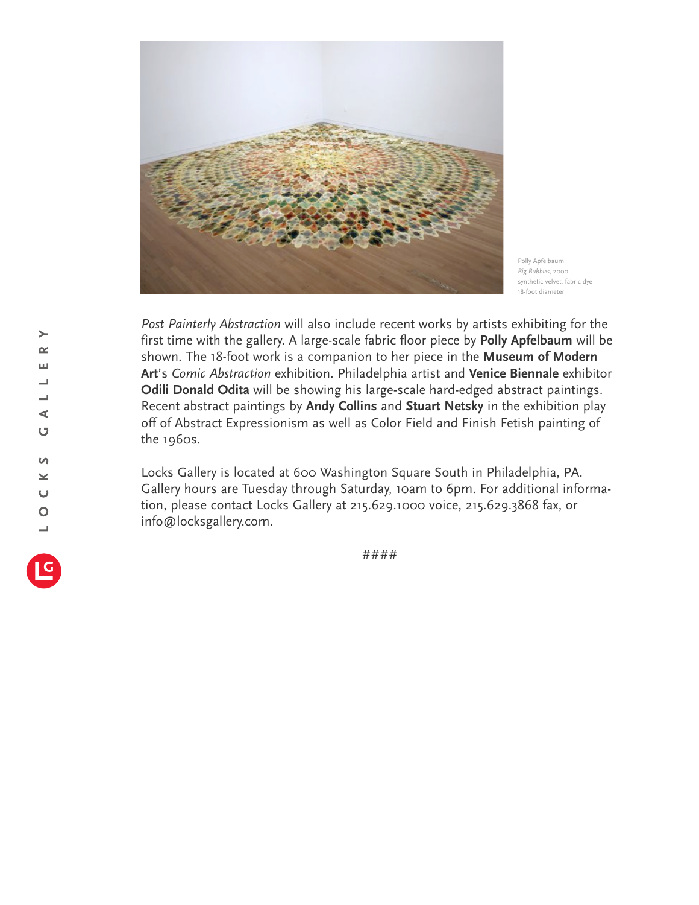Polly Apfelbaum
*Big Bubbles*, 2000
synthetic velvet, fabric dye
18-foot diameter

*Post Painterly Abstraction* will also include recent works by artists exhibiting for the first time with the gallery. A large-scale fabric floor piece by **Polly Apfelbaum** will be shown. The 18-foot work is a companion to her piece in the **Museum of Modern Art**'s *Comic Abstraction* exhibition. Philadelphia artist and **Venice Biennale** exhibitor **Odili Donald Odita** will be showing his large-scale hard-edged abstract paintings. Recent abstract paintings by **Andy Collins** and **Stuart Netsky** in the exhibition play off of Abstract Expressionism as well as Color Field and Finish Fetish painting of the 1960s.

Locks Gallery is located at 600 Washington Square South in Philadelphia, PA. Gallery hours are Tuesday through Saturday, 10am to 6pm. For additional information, please contact Locks Gallery at 215.629.1000 voice, 215.629.3868 fax, or info@locksgallery.com.

####